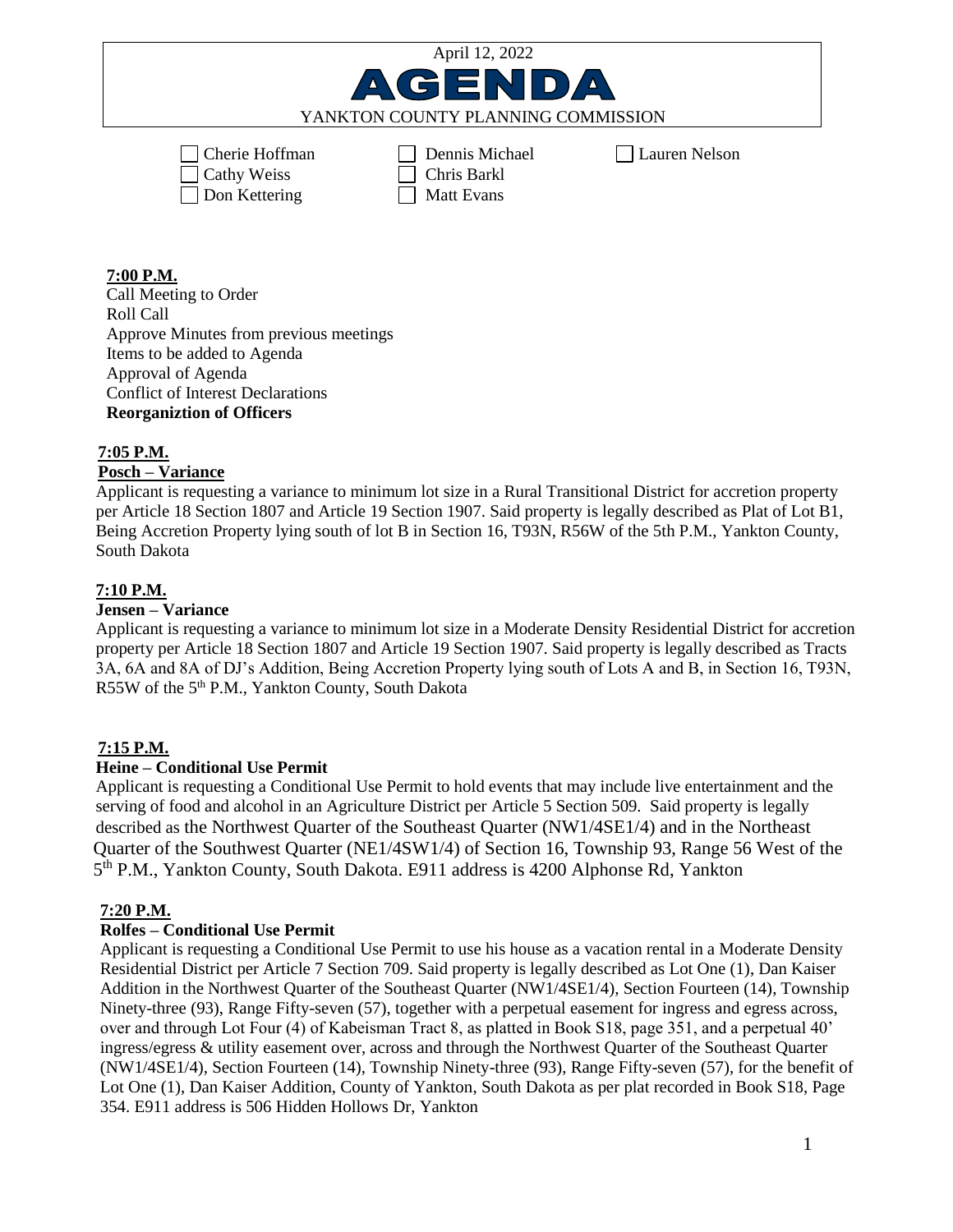April 12, 2022

# AGENDA

YANKTON COUNTY PLANNING COMMISSION

- [ ] Cherie Hoffman
- [ ] Cathy Weiss
- [ ] Don Kettering
- [ ] Dennis Michael
- [ ] Chris Barkl
- [ ] Matt Evans
- [ ] Lauren Nelson

**7:00 P.M.**

Call Meeting to Order
Roll Call
Approve Minutes from previous meetings
Items to be added to Agenda
Approval of Agenda
Conflict of Interest Declarations
**Reorganiztion of Officers**

**7:05 P.M.**

**Posch – Variance**

Applicant is requesting a variance to minimum lot size in a Rural Transitional District for accretion property per Article 18 Section 1807 and Article 19 Section 1907. Said property is legally described as Plat of Lot B1, Being Accretion Property lying south of lot B in Section 16, T93N, R56W of the 5th P.M., Yankton County, South Dakota

**7:10 P.M.**

**Jensen – Variance**

Applicant is requesting a variance to minimum lot size in a Moderate Density Residential District for accretion property per Article 18 Section 1807 and Article 19 Section 1907. Said property is legally described as Tracts 3A, 6A and 8A of DJ's Addition, Being Accretion Property lying south of Lots A and B, in Section 16, T93N, R55W of the 5th P.M., Yankton County, South Dakota

**7:15 P.M.**

**Heine – Conditional Use Permit**

Applicant is requesting a Conditional Use Permit to hold events that may include live entertainment and the serving of food and alcohol in an Agriculture District per Article 5 Section 509. Said property is legally described as the Northwest Quarter of the Southeast Quarter (NW1/4SE1/4) and in the Northeast Quarter of the Southwest Quarter (NE1/4SW1/4) of Section 16, Township 93, Range 56 West of the 5th P.M., Yankton County, South Dakota. E911 address is 4200 Alphonse Rd, Yankton

**7:20 P.M.**

**Rolfes – Conditional Use Permit**

Applicant is requesting a Conditional Use Permit to use his house as a vacation rental in a Moderate Density Residential District per Article 7 Section 709. Said property is legally described as Lot One (1), Dan Kaiser Addition in the Northwest Quarter of the Southeast Quarter (NW1/4SE1/4), Section Fourteen (14), Township Ninety-three (93), Range Fifty-seven (57), together with a perpetual easement for ingress and egress across, over and through Lot Four (4) of Kabeisman Tract 8, as platted in Book S18, page 351, and a perpetual 40' ingress/egress & utility easement over, across and through the Northwest Quarter of the Southeast Quarter (NW1/4SE1/4), Section Fourteen (14), Township Ninety-three (93), Range Fifty-seven (57), for the benefit of Lot One (1), Dan Kaiser Addition, County of Yankton, South Dakota as per plat recorded in Book S18, Page 354. E911 address is 506 Hidden Hollows Dr, Yankton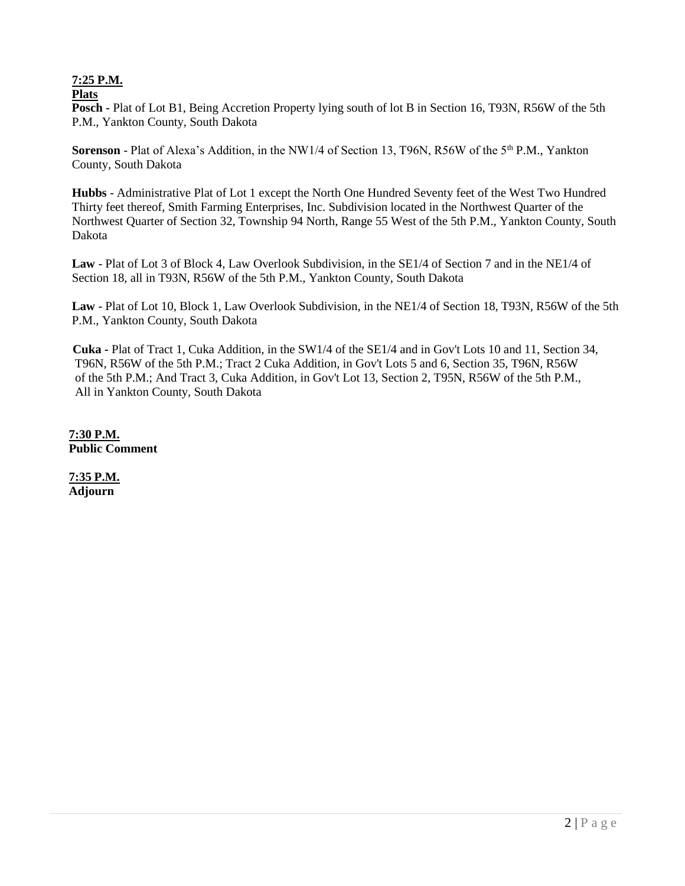**7:25 P.M.**
**Plats**

**Posch -** Plat of Lot B1, Being Accretion Property lying south of lot B in Section 16, T93N, R56W of the 5th P.M., Yankton County, South Dakota

**Sorenson** - Plat of Alexa's Addition, in the NW1/4 of Section 13, T96N, R56W of the 5th P.M., Yankton County, South Dakota

**Hubbs** - Administrative Plat of Lot 1 except the North One Hundred Seventy feet of the West Two Hundred Thirty feet thereof, Smith Farming Enterprises, Inc. Subdivision located in the Northwest Quarter of the Northwest Quarter of Section 32, Township 94 North, Range 55 West of the 5th P.M., Yankton County, South Dakota

**Law** - Plat of Lot 3 of Block 4, Law Overlook Subdivision, in the SE1/4 of Section 7 and in the NE1/4 of Section 18, all in T93N, R56W of the 5th P.M., Yankton County, South Dakota

**Law** - Plat of Lot 10, Block 1, Law Overlook Subdivision, in the NE1/4 of Section 18, T93N, R56W of the 5th P.M., Yankton County, South Dakota

**Cuka** - Plat of Tract 1, Cuka Addition, in the SW1/4 of the SE1/4 and in Gov't Lots 10 and 11, Section 34, T96N, R56W of the 5th P.M.; Tract 2 Cuka Addition, in Gov't Lots 5 and 6, Section 35, T96N, R56W of the 5th P.M.; And Tract 3, Cuka Addition, in Gov't Lot 13, Section 2, T95N, R56W of the 5th P.M., All in Yankton County, South Dakota

**7:30 P.M.**
**Public Comment**

**7:35 P.M.**
**Adjourn**